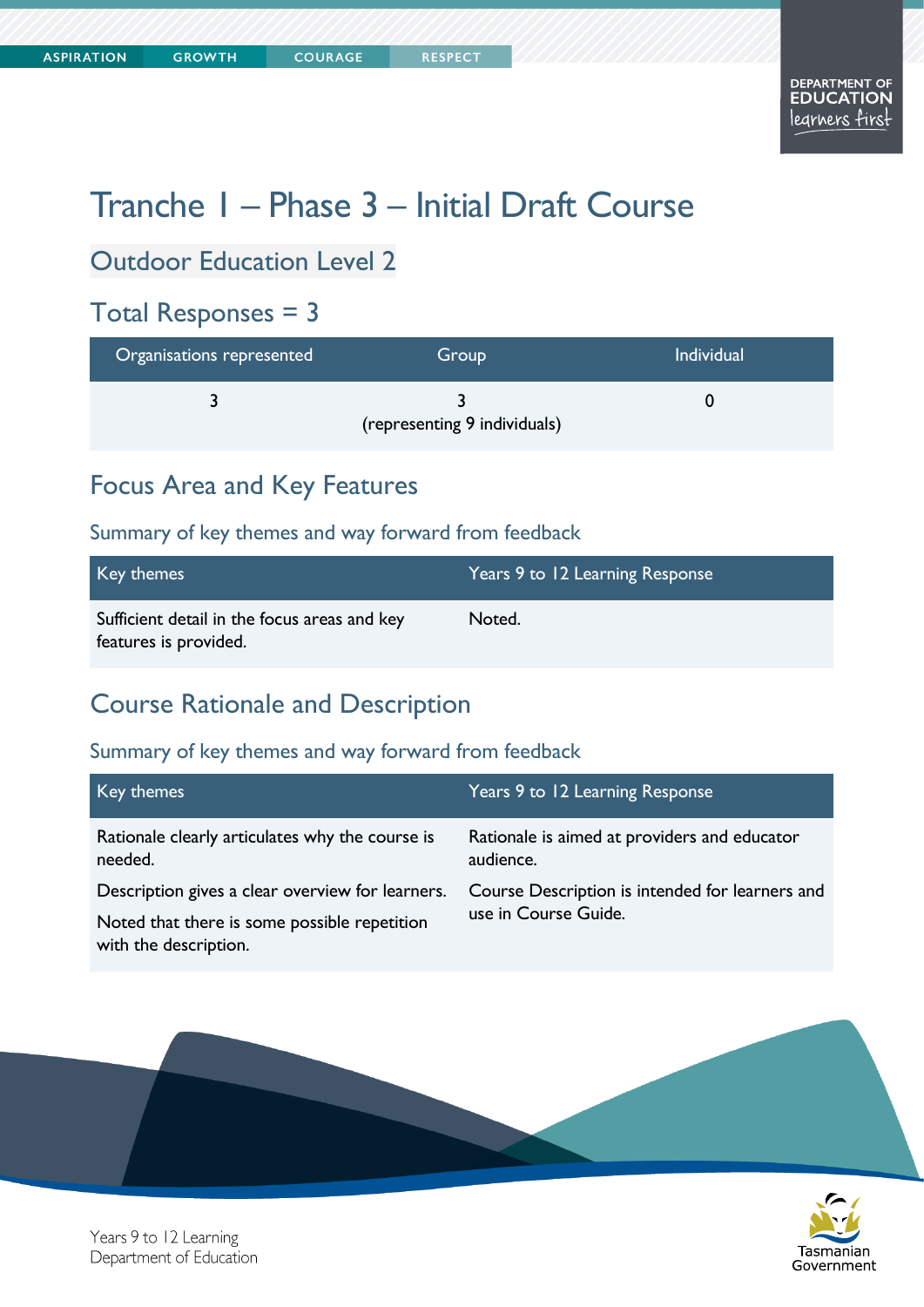# Tranche 1 – Phase 3 – Initial Draft Course

## Outdoor Education Level 2

## Total Responses = 3

| Organisations represented | Group | Individual |
|---|---|---|
| 3 | 3 (representing 9 individuals) | 0 |

## Focus Area and Key Features

### Summary of key themes and way forward from feedback

| Key themes | Years 9 to 12 Learning Response |
|---|---|
| Sufficient detail in the focus areas and key features is provided. | Noted. |

## Course Rationale and Description

### Summary of key themes and way forward from feedback

| Key themes | Years 9 to 12 Learning Response |
|---|---|
| Rationale clearly articulates why the course is needed. | Rationale is aimed at providers and educator audience. |
| Description gives a clear overview for learners.<br>Noted that there is some possible repetition with the description. | Course Description is intended for learners and use in Course Guide. |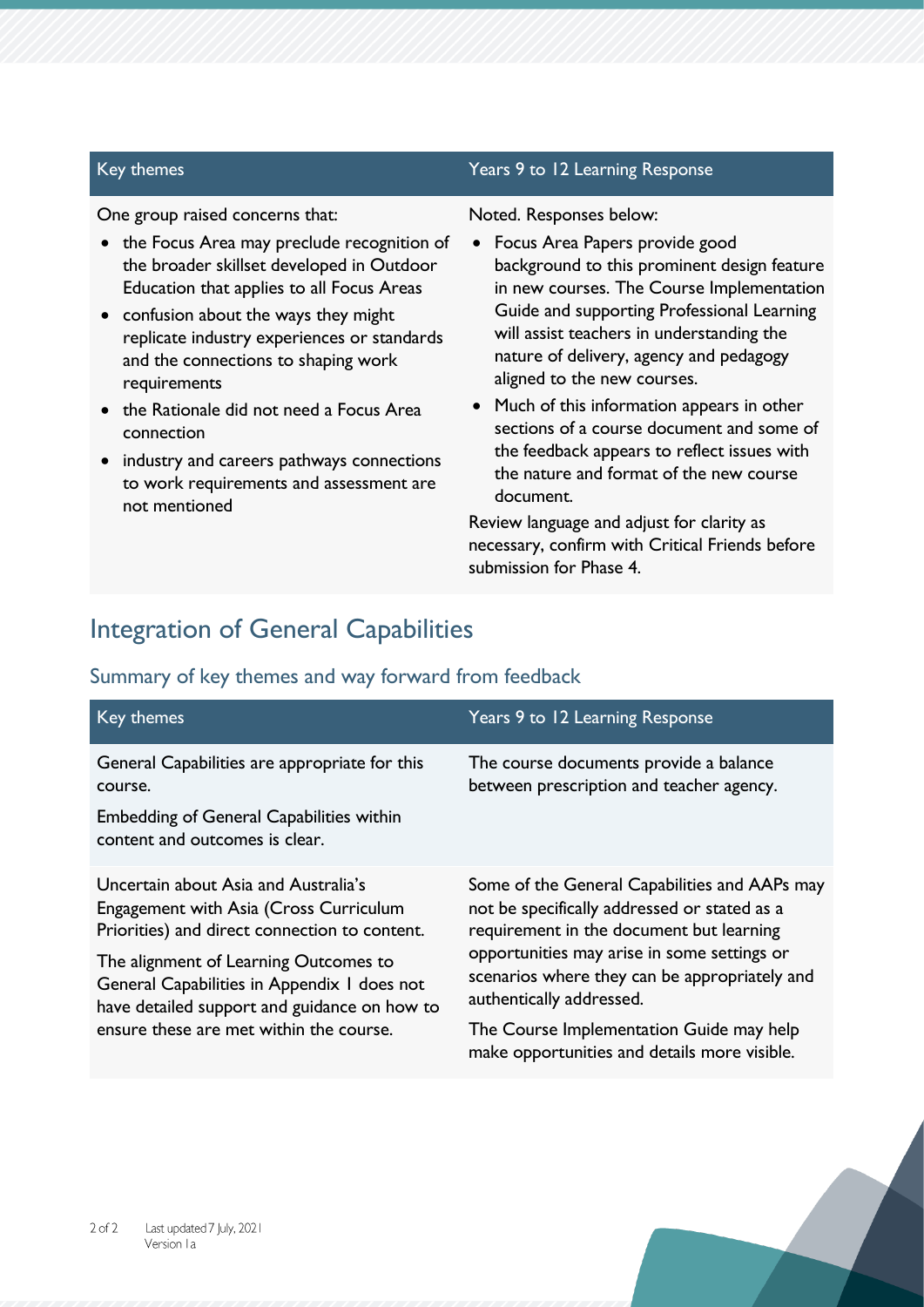| Key themes | Years 9 to 12 Learning Response |
| --- | --- |
| One group raised concerns that:<br>• the Focus Area may preclude recognition of the broader skillset developed in Outdoor Education that applies to all Focus Areas<br>• confusion about the ways they might replicate industry experiences or standards and the connections to shaping work requirements<br>• the Rationale did not need a Focus Area connection<br>• industry and careers pathways connections to work requirements and assessment are not mentioned | Noted. Responses below:<br>• Focus Area Papers provide good background to this prominent design feature in new courses. The Course Implementation Guide and supporting Professional Learning will assist teachers in understanding the nature of delivery, agency and pedagogy aligned to the new courses.<br>• Much of this information appears in other sections of a course document and some of the feedback appears to reflect issues with the nature and format of the new course document.<br>Review language and adjust for clarity as necessary, confirm with Critical Friends before submission for Phase 4. |

## Integration of General Capabilities

### Summary of key themes and way forward from feedback

| Key themes | Years 9 to 12 Learning Response |
| --- | --- |
| General Capabilities are appropriate for this course.<br>Embedding of General Capabilities within content and outcomes is clear. | The course documents provide a balance between prescription and teacher agency. |
| Uncertain about Asia and Australia's Engagement with Asia (Cross Curriculum Priorities) and direct connection to content.<br>The alignment of Learning Outcomes to General Capabilities in Appendix 1 does not have detailed support and guidance on how to ensure these are met within the course. | Some of the General Capabilities and AAPs may not be specifically addressed or stated as a requirement in the document but learning opportunities may arise in some settings or scenarios where they can be appropriately and authentically addressed.<br>The Course Implementation Guide may help make opportunities and details more visible. |

Last updated 7 July, 2021
Version 1a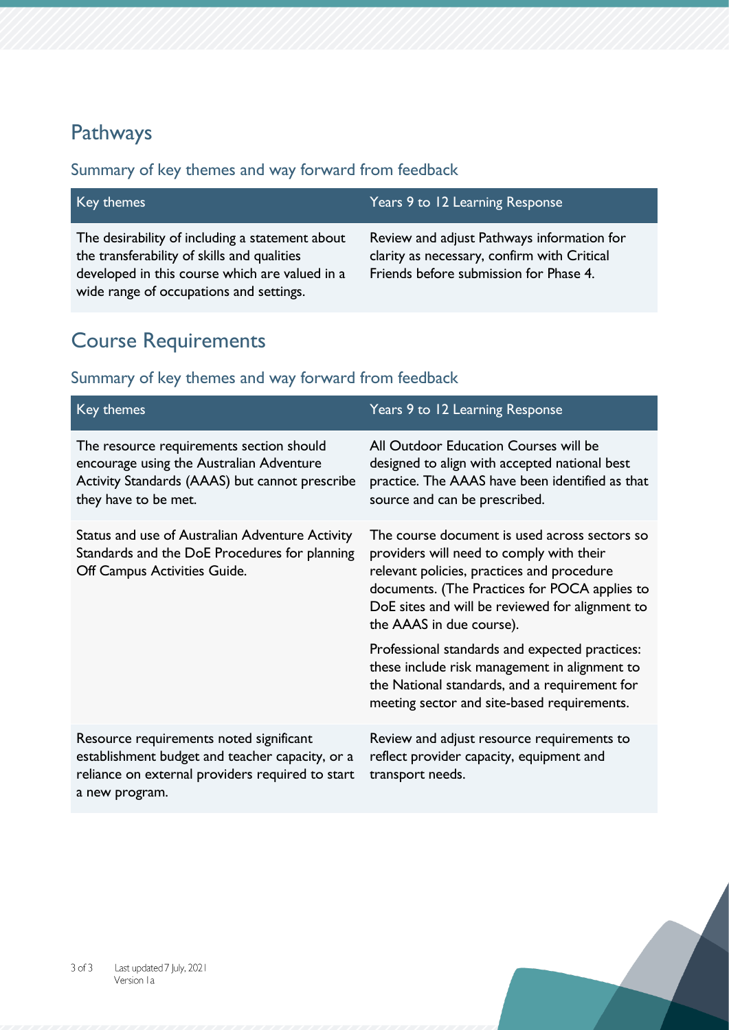## Pathways

### Summary of key themes and way forward from feedback

| Key themes | Years 9 to 12 Learning Response |
| --- | --- |
| The desirability of including a statement about the transferability of skills and qualities developed in this course which are valued in a wide range of occupations and settings. | Review and adjust Pathways information for clarity as necessary, confirm with Critical Friends before submission for Phase 4. |

## Course Requirements

### Summary of key themes and way forward from feedback

| Key themes | Years 9 to 12 Learning Response |
| --- | --- |
| The resource requirements section should encourage using the Australian Adventure Activity Standards (AAAS) but cannot prescribe they have to be met. | All Outdoor Education Courses will be designed to align with accepted national best practice. The AAAS have been identified as that source and can be prescribed. |
| Status and use of Australian Adventure Activity Standards and the DoE Procedures for planning Off Campus Activities Guide. | The course document is used across sectors so providers will need to comply with their relevant policies, practices and procedure documents. (The Practices for POCA applies to DoE sites and will be reviewed for alignment to the AAAS in due course).<br><br>Professional standards and expected practices: these include risk management in alignment to the National standards, and a requirement for meeting sector and site-based requirements. |
| Resource requirements noted significant establishment budget and teacher capacity, or a reliance on external providers required to start a new program. | Review and adjust resource requirements to reflect provider capacity, equipment and transport needs. |

Last updated 7 July, 2021
Version 1a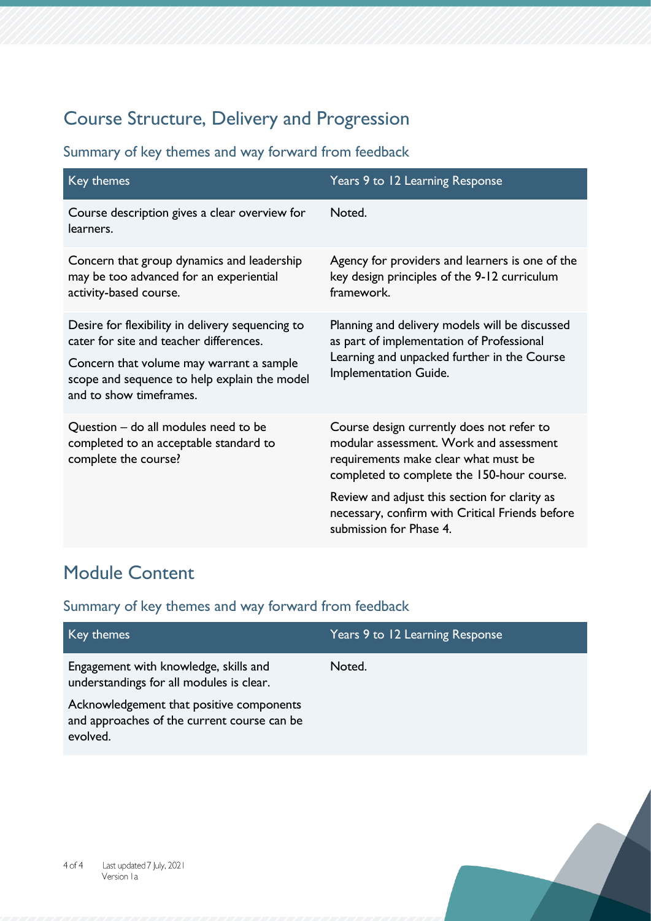## Course Structure, Delivery and Progression

### Summary of key themes and way forward from feedback

| Key themes | Years 9 to 12 Learning Response |
|---|---|
| Course description gives a clear overview for learners. | Noted. |
| Concern that group dynamics and leadership may be too advanced for an experiential activity-based course. | Agency for providers and learners is one of the key design principles of the 9-12 curriculum framework. |
| Desire for flexibility in delivery sequencing to cater for site and teacher differences.<br><br>Concern that volume may warrant a sample scope and sequence to help explain the model and to show timeframes. | Planning and delivery models will be discussed as part of implementation of Professional Learning and unpacked further in the Course Implementation Guide. |
| Question – do all modules need to be completed to an acceptable standard to complete the course? | Course design currently does not refer to modular assessment. Work and assessment requirements make clear what must be completed to complete the 150-hour course.<br><br>Review and adjust this section for clarity as necessary, confirm with Critical Friends before submission for Phase 4. |

## Module Content

### Summary of key themes and way forward from feedback

| Key themes | Years 9 to 12 Learning Response |
|---|---|
| Engagement with knowledge, skills and understandings for all modules is clear.<br><br>Acknowledgement that positive components and approaches of the current course can be evolved. | Noted. |

Last updated 7 July, 2021
Version 1a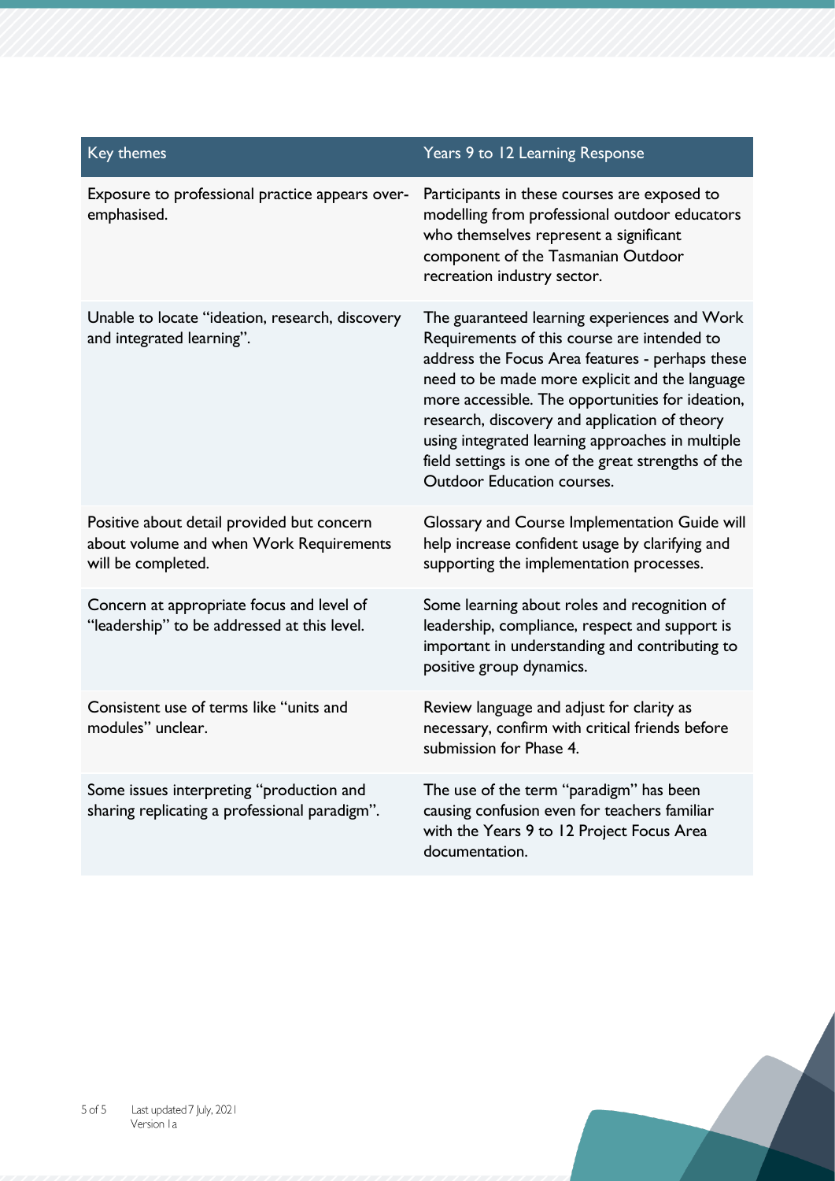| Key themes | Years 9 to 12 Learning Response |
| --- | --- |
| Exposure to professional practice appears over-emphasised. | Participants in these courses are exposed to modelling from professional outdoor educators who themselves represent a significant component of the Tasmanian Outdoor recreation industry sector. |
| Unable to locate "ideation, research, discovery and integrated learning". | The guaranteed learning experiences and Work Requirements of this course are intended to address the Focus Area features - perhaps these need to be made more explicit and the language more accessible. The opportunities for ideation, research, discovery and application of theory using integrated learning approaches in multiple field settings is one of the great strengths of the Outdoor Education courses. |
| Positive about detail provided but concern about volume and when Work Requirements will be completed. | Glossary and Course Implementation Guide will help increase confident usage by clarifying and supporting the implementation processes. |
| Concern at appropriate focus and level of "leadership" to be addressed at this level. | Some learning about roles and recognition of leadership, compliance, respect and support is important in understanding and contributing to positive group dynamics. |
| Consistent use of terms like "units and modules" unclear. | Review language and adjust for clarity as necessary, confirm with critical friends before submission for Phase 4. |
| Some issues interpreting "production and sharing replicating a professional paradigm". | The use of the term "paradigm" has been causing confusion even for teachers familiar with the Years 9 to 12 Project Focus Area documentation. |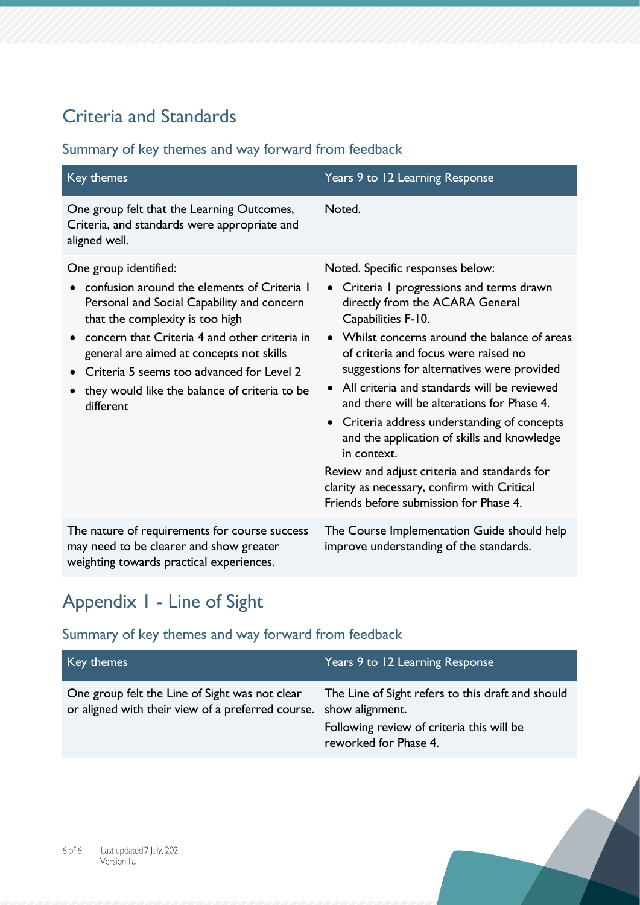## Criteria and Standards

### Summary of key themes and way forward from feedback

| Key themes | Years 9 to 12 Learning Response |
| --- | --- |
| One group felt that the Learning Outcomes, Criteria, and standards were appropriate and aligned well. | Noted. |
| One group identified:<br>• confusion around the elements of Criteria 1 Personal and Social Capability and concern that the complexity is too high<br>• concern that Criteria 4 and other criteria in general are aimed at concepts not skills<br>• Criteria 5 seems too advanced for Level 2<br>• they would like the balance of criteria to be different | Noted. Specific responses below:<br>• Criteria 1 progressions and terms drawn directly from the ACARA General Capabilities F-10.<br>• Whilst concerns around the balance of areas of criteria and focus were raised no suggestions for alternatives were provided<br>• All criteria and standards will be reviewed and there will be alterations for Phase 4.<br>• Criteria address understanding of concepts and the application of skills and knowledge in context.<br>Review and adjust criteria and standards for clarity as necessary, confirm with Critical Friends before submission for Phase 4. |
| The nature of requirements for course success may need to be clearer and show greater weighting towards practical experiences. | The Course Implementation Guide should help improve understanding of the standards. |

## Appendix 1 - Line of Sight

### Summary of key themes and way forward from feedback

| Key themes | Years 9 to 12 Learning Response |
| --- | --- |
| One group felt the Line of Sight was not clear or aligned with their view of a preferred course. | The Line of Sight refers to this draft and should show alignment.<br>Following review of criteria this will be reworked for Phase 4. |

Last updated 7 July, 2021
Version 1a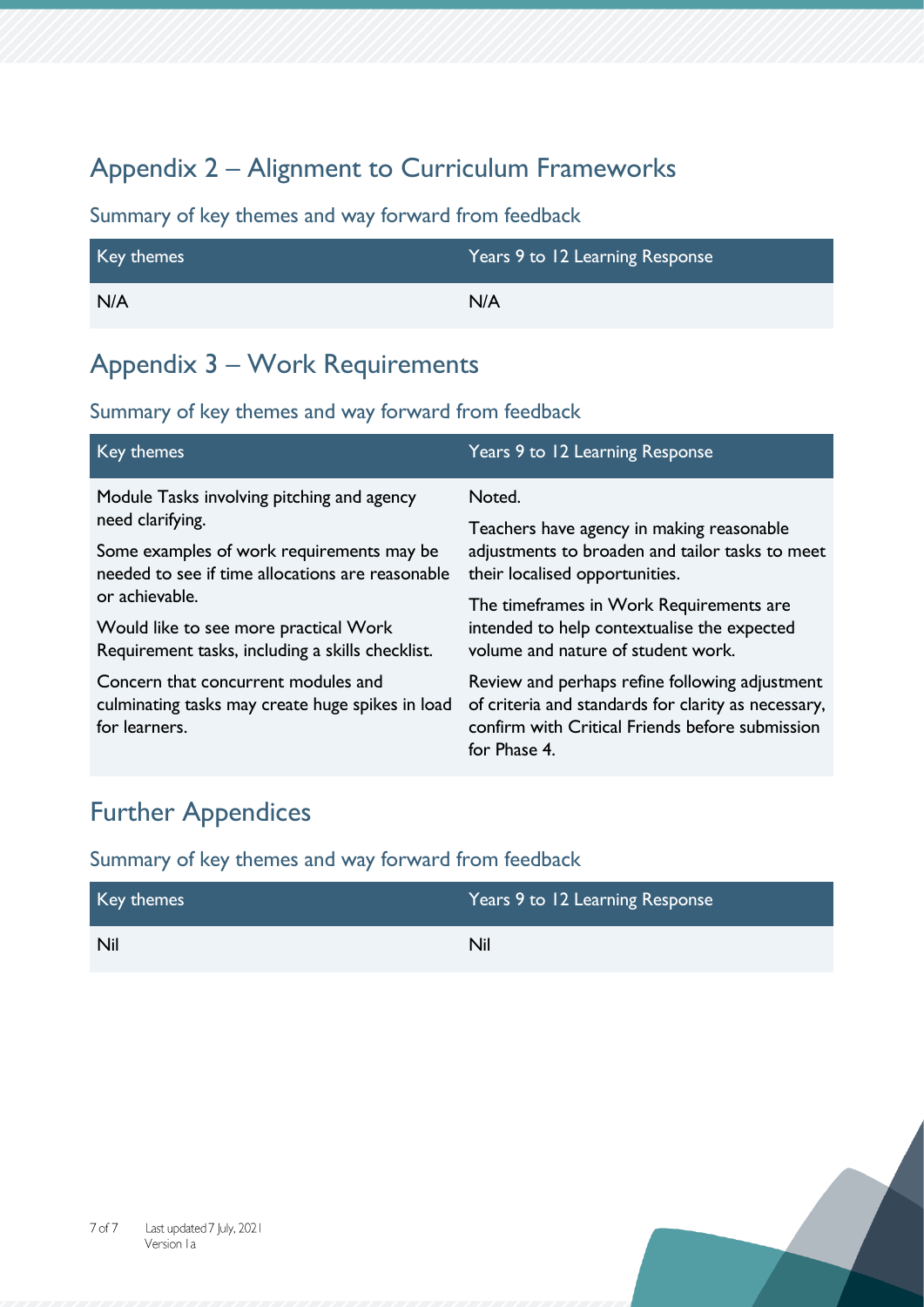## Appendix 2 – Alignment to Curriculum Frameworks

### Summary of key themes and way forward from feedback

| Key themes | Years 9 to 12 Learning Response |
|---|---|
| N/A | N/A |

## Appendix 3 – Work Requirements

### Summary of key themes and way forward from feedback

| Key themes | Years 9 to 12 Learning Response |
|---|---|
| Module Tasks involving pitching and agency need clarifying.<br><br>Some examples of work requirements may be needed to see if time allocations are reasonable or achievable.<br><br>Would like to see more practical Work Requirement tasks, including a skills checklist.<br><br>Concern that concurrent modules and culminating tasks may create huge spikes in load for learners. | Noted.<br><br>Teachers have agency in making reasonable adjustments to broaden and tailor tasks to meet their localised opportunities.<br><br>The timeframes in Work Requirements are intended to help contextualise the expected volume and nature of student work.<br><br>Review and perhaps refine following adjustment of criteria and standards for clarity as necessary, confirm with Critical Friends before submission for Phase 4. |

## Further Appendices

### Summary of key themes and way forward from feedback

| Key themes | Years 9 to 12 Learning Response |
|---|---|
| Nil | Nil |

Last updated 7 July, 2021
Version 1a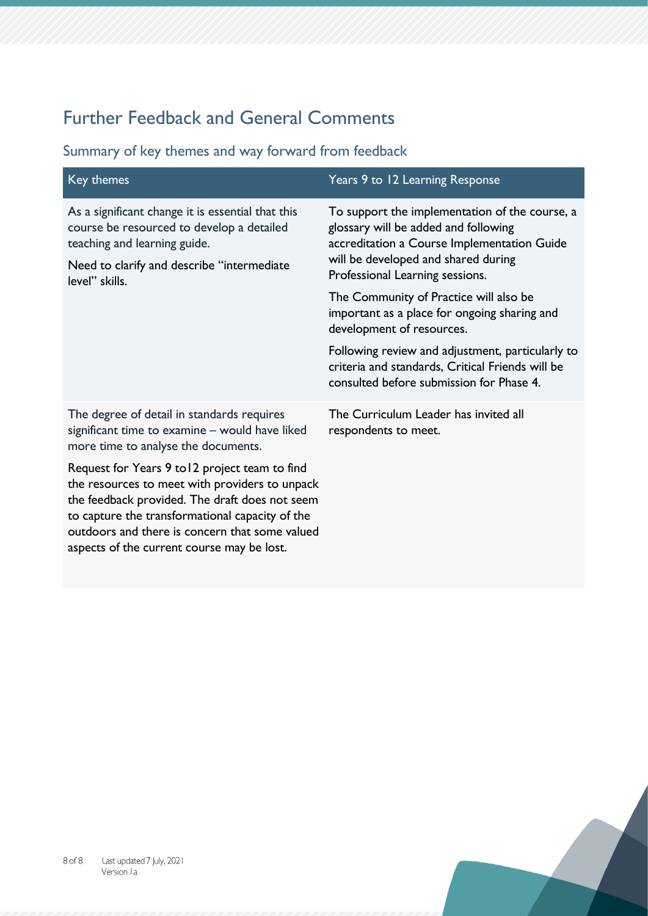## Further Feedback and General Comments

### Summary of key themes and way forward from feedback

| Key themes | Years 9 to 12 Learning Response |
|---|---|
| As a significant change it is essential that this course be resourced to develop a detailed teaching and learning guide.<br><br>Need to clarify and describe "intermediate level" skills. | To support the implementation of the course, a glossary will be added and following accreditation a Course Implementation Guide will be developed and shared during Professional Learning sessions.<br><br>The Community of Practice will also be important as a place for ongoing sharing and development of resources.<br><br>Following review and adjustment, particularly to criteria and standards, Critical Friends will be consulted before submission for Phase 4. |
| The degree of detail in standards requires significant time to examine – would have liked more time to analyse the documents.<br><br>Request for Years 9 to12 project team to find the resources to meet with providers to unpack the feedback provided. The draft does not seem to capture the transformational capacity of the outdoors and there is concern that some valued aspects of the current course may be lost. | The Curriculum Leader has invited all respondents to meet. |

Last updated 7 July, 2021
Version 1a